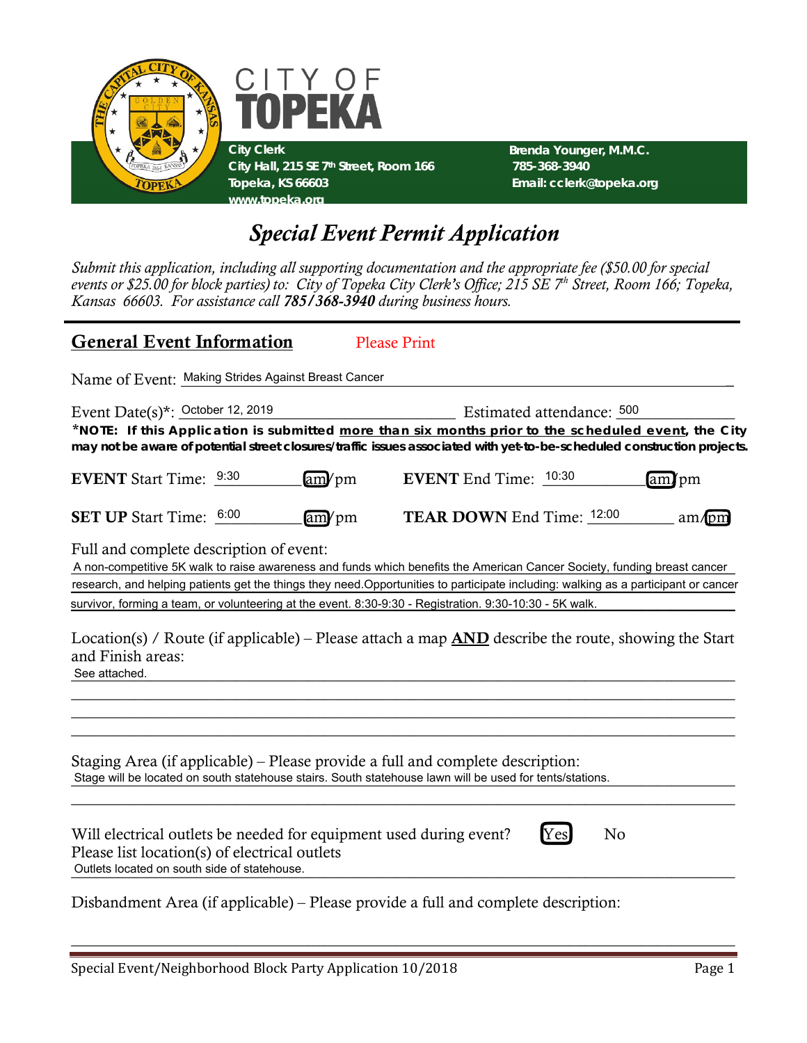CITY OF
**TOPEKA**

**City Clerk**
**City Hall, 215 SE 7th Street, Room 166**
**Topeka, KS 66603**
**www.topeka.org**

**Brenda Younger, M.M.C.**
**785-368-3940**
**Email: cclerk@topeka.org**

# *Special Event Permit Application*

*Submit this application, including all supporting documentation and the appropriate fee ($50.00 for special events or $25.00 for block parties) to: City of Topeka City Clerk's Office; 215 SE 7th Street, Room 166; Topeka, Kansas 66603. For assistance call **785/368-3940** during business hours.*

## General Event Information

Please Print

Name of Event: Making Strides Against Breast Cancer

Event Date(s)*: October 12, 2019

Estimated attendance: 500

***NOTE: If this Application is submitted <u>more than six months prior to the scheduled event</u>, the City may not be aware of potential street closures/traffic issues associated with yet-to-be-scheduled construction projects.**

**EVENT** Start Time: 9:30 [am]/pm

**EVENT** End Time: 10:30 [am]/pm

**SET UP** Start Time: 6:00 [am]/pm

**TEAR DOWN** End Time: 12:00 am/[pm]

Full and complete description of event:
A non-competitive 5K walk to raise awareness and funds which benefits the American Cancer Society, funding breast cancer research, and helping patients get the things they need.Opportunities to participate including: walking as a participant or cancer survivor, forming a team, or volunteering at the event. 8:30-9:30 - Registration. 9:30-10:30 - 5K walk.

Location(s) / Route (if applicable) – Please attach a map **<u>AND</u>** describe the route, showing the Start and Finish areas:
See attached.

Staging Area (if applicable) – Please provide a full and complete description:
Stage will be located on south statehouse stairs. South statehouse lawn will be used for tents/stations.

Will electrical outlets be needed for equipment used during event? [Yes] No

Please list location(s) of electrical outlets
Outlets located on south side of statehouse.

Disbandment Area (if applicable) – Please provide a full and complete description: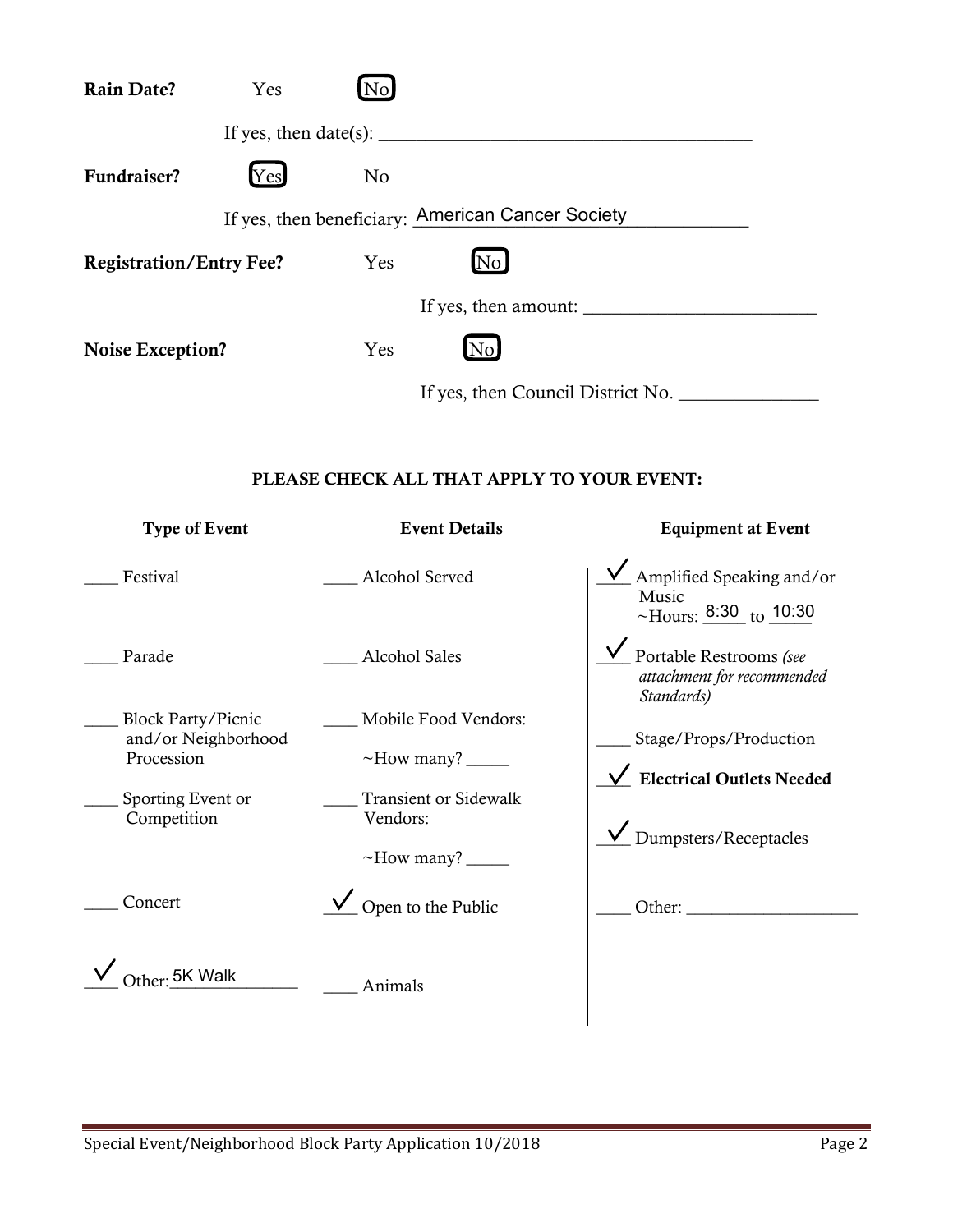**Rain Date?** Yes **[No]**

If yes, then date(s): ________________________________________

**Fundraiser?** **[Yes]** No

If yes, then beneficiary: American Cancer Society

**Registration/Entry Fee?** Yes **[No]**

If yes, then amount: ________________________

**Noise Exception?** Yes **[No]**

If yes, then Council District No. ______________

**PLEASE CHECK ALL THAT APPLY TO YOUR EVENT:**

| Type of Event | Event Details | Equipment at Event |
|---|---|---|
| ____ Festival | ____ Alcohol Served | ✓ Amplified Speaking and/or Music ~Hours: 8:30 to 10:30 |
| ____ Parade | ____ Alcohol Sales | ✓ Portable Restrooms *(see attachment for recommended Standards)* |
| ____ Block Party/Picnic and/or Neighborhood Procession | ____ Mobile Food Vendors: ~How many? _____ | ____ Stage/Props/Production |
| ____ Sporting Event or Competition | ____ Transient or Sidewalk Vendors: ~How many? _____ | ✓ **Electrical Outlets Needed** |
| ____ Concert | ✓ Open to the Public | ✓ Dumpsters/Receptacles |
| ✓ Other: 5K Walk | ____ Animals | ____ Other: ____________________ |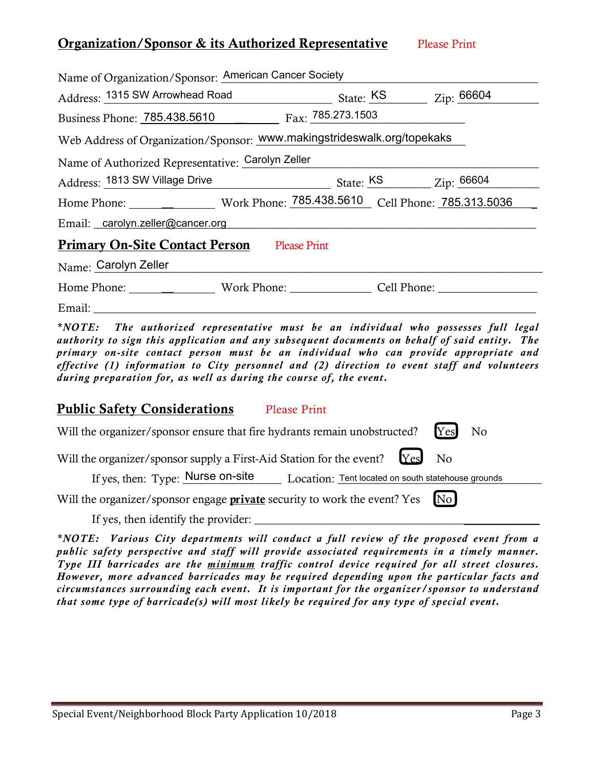## Organization/Sponsor & its Authorized Representative    Please Print

Name of Organization/Sponsor: American Cancer Society

Address: 1315 SW Arrowhead Road    State: KS    Zip: 66604

Business Phone: 785.438.5610    Fax: 785.273.1503

Web Address of Organization/Sponsor: www.makingstrideswalk.org/topekaks

Name of Authorized Representative: Carolyn Zeller

Address: 1813 SW Village Drive    State: KS    Zip: 66604

Home Phone: ______    Work Phone: 785.438.5610    Cell Phone: 785.313.5036

Email: carolyn.zeller@cancer.org

## Primary On-Site Contact Person    Please Print

Name: Carolyn Zeller

Home Phone: ______    Work Phone: ______    Cell Phone: ______

Email: ______

***NOTE: The authorized representative must be an individual who possesses full legal authority to sign this application and any subsequent documents on behalf of said entity. The primary on-site contact person must be an individual who can provide appropriate and effective (1) information to City personnel and (2) direction to event staff and volunteers during preparation for, as well as during the course of, the event.***

## Public Safety Considerations    Please Print

Will the organizer/sponsor ensure that fire hydrants remain unobstructed? **[Yes]** No

Will the organizer/sponsor supply a First-Aid Station for the event? **[Yes]** No

If yes, then: Type: Nurse on-site    Location: Tent located on south statehouse grounds

Will the organizer/sponsor engage **private** security to work the event? Yes **[No]**

If yes, then identify the provider: ______

***NOTE: Various City departments will conduct a full review of the proposed event from a public safety perspective and staff will provide associated requirements in a timely manner. Type III barricades are the minimum traffic control device required for all street closures. However, more advanced barricades may be required depending upon the particular facts and circumstances surrounding each event. It is important for the organizer/sponsor to understand that some type of barricade(s) will most likely be required for any type of special event.***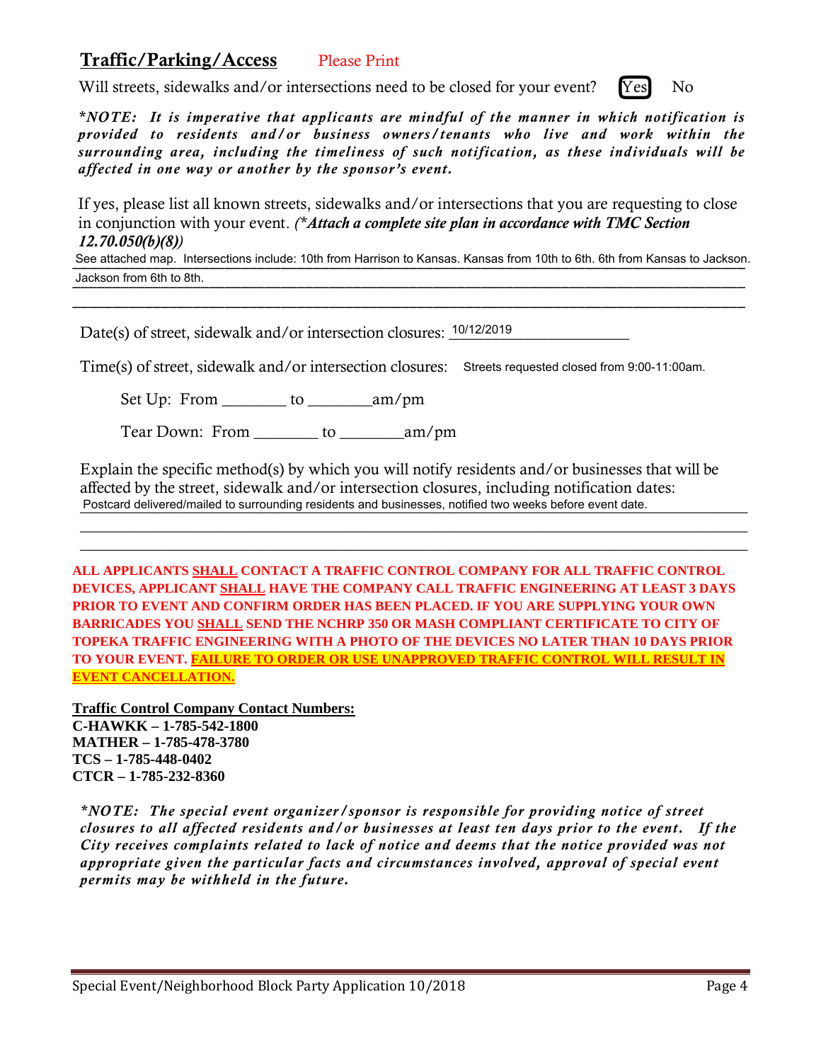## Traffic/Parking/Access

Please Print

Will streets, sidewalks and/or intersections need to be closed for your event? **[Yes]** No

***NOTE: It is imperative that applicants are mindful of the manner in which notification is provided to residents and/or business owners/tenants who live and work within the surrounding area, including the timeliness of such notification, as these individuals will be affected in one way or another by the sponsor's event.***

If yes, please list all known streets, sidewalks and/or intersections that you are requesting to close in conjunction with your event. ***(\*Attach a complete site plan in accordance with TMC Section 12.70.050(b)(8))***

See attached map. Intersections include: 10th from Harrison to Kansas. Kansas from 10th to 6th. 6th from Kansas to Jackson. Jackson from 6th to 8th.

Date(s) of street, sidewalk and/or intersection closures: 10/12/2019

Time(s) of street, sidewalk and/or intersection closures: Streets requested closed from 9:00-11:00am.

Set Up: From ________ to ________am/pm

Tear Down: From ________ to ________am/pm

Explain the specific method(s) by which you will notify residents and/or businesses that will be affected by the street, sidewalk and/or intersection closures, including notification dates:

Postcard delivered/mailed to surrounding residents and businesses, notified two weeks before event date.

**ALL APPLICANTS SHALL CONTACT A TRAFFIC CONTROL COMPANY FOR ALL TRAFFIC CONTROL DEVICES, APPLICANT SHALL HAVE THE COMPANY CALL TRAFFIC ENGINEERING AT LEAST 3 DAYS PRIOR TO EVENT AND CONFIRM ORDER HAS BEEN PLACED. IF YOU ARE SUPPLYING YOUR OWN BARRICADES YOU SHALL SEND THE NCHRP 350 OR MASH COMPLIANT CERTIFICATE TO CITY OF TOPEKA TRAFFIC ENGINEERING WITH A PHOTO OF THE DEVICES NO LATER THAN 10 DAYS PRIOR TO YOUR EVENT. FAILURE TO ORDER OR USE UNAPPROVED TRAFFIC CONTROL WILL RESULT IN EVENT CANCELLATION.**

**Traffic Control Company Contact Numbers:**
**C-HAWKK – 1-785-542-1800**
**MATHER – 1-785-478-3780**
**TCS – 1-785-448-0402**
**CTCR – 1-785-232-8360**

***NOTE: The special event organizer/sponsor is responsible for providing notice of street closures to all affected residents and/or businesses at least ten days prior to the event. If the City receives complaints related to lack of notice and deems that the notice provided was not appropriate given the particular facts and circumstances involved, approval of special event permits may be withheld in the future.***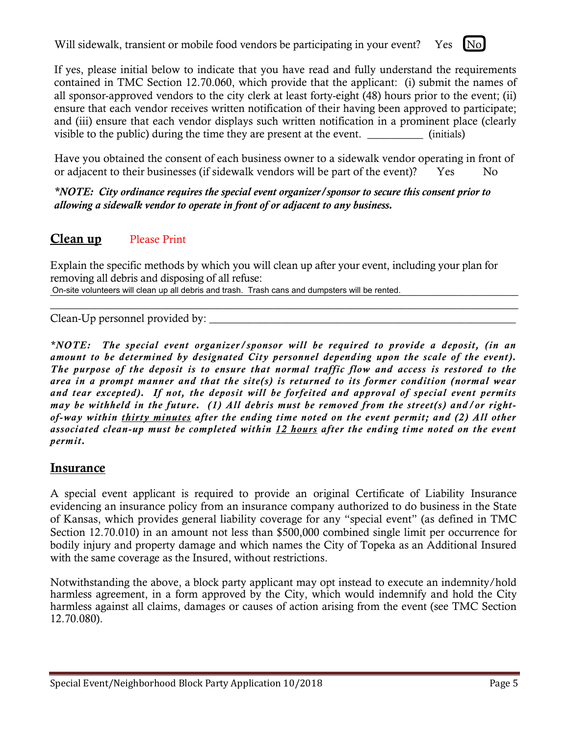Will sidewalk, transient or mobile food vendors be participating in your event? Yes **[No]**

If yes, please initial below to indicate that you have read and fully understand the requirements contained in TMC Section 12.70.060, which provide that the applicant: (i) submit the names of all sponsor-approved vendors to the city clerk at least forty-eight (48) hours prior to the event; (ii) ensure that each vendor receives written notification of their having been approved to participate; and (iii) ensure that each vendor displays such written notification in a prominent place (clearly visible to the public) during the time they are present at the event. __________ (initials)

Have you obtained the consent of each business owner to a sidewalk vendor operating in front of or adjacent to their businesses (if sidewalk vendors will be part of the event)? Yes No

***NOTE: City ordinance requires the special event organizer/sponsor to secure this consent prior to allowing a sidewalk vendor to operate in front of or adjacent to any business.***

## Clean up

Please Print

Explain the specific methods by which you will clean up after your event, including your plan for removing all debris and disposing of all refuse:

On-site volunteers will clean up all debris and trash. Trash cans and dumpsters will be rented.

Clean-Up personnel provided by: ____________________________________________

***NOTE: The special event organizer/sponsor will be required to provide a deposit, (in an amount to be determined by designated City personnel depending upon the scale of the event). The purpose of the deposit is to ensure that normal traffic flow and access is restored to the area in a prompt manner and that the site(s) is returned to its former condition (normal wear and tear excepted). If not, the deposit will be forfeited and approval of special event permits may be withheld in the future. (1) All debris must be removed from the street(s) and/or right-of-way within <u>thirty minutes</u> after the ending time noted on the event permit; and (2) All other associated clean-up must be completed within <u>12 hours</u> after the ending time noted on the event permit.***

## Insurance

A special event applicant is required to provide an original Certificate of Liability Insurance evidencing an insurance policy from an insurance company authorized to do business in the State of Kansas, which provides general liability coverage for any "special event" (as defined in TMC Section 12.70.010) in an amount not less than $500,000 combined single limit per occurrence for bodily injury and property damage and which names the City of Topeka as an Additional Insured with the same coverage as the Insured, without restrictions.

Notwithstanding the above, a block party applicant may opt instead to execute an indemnity/hold harmless agreement, in a form approved by the City, which would indemnify and hold the City harmless against all claims, damages or causes of action arising from the event (see TMC Section 12.70.080).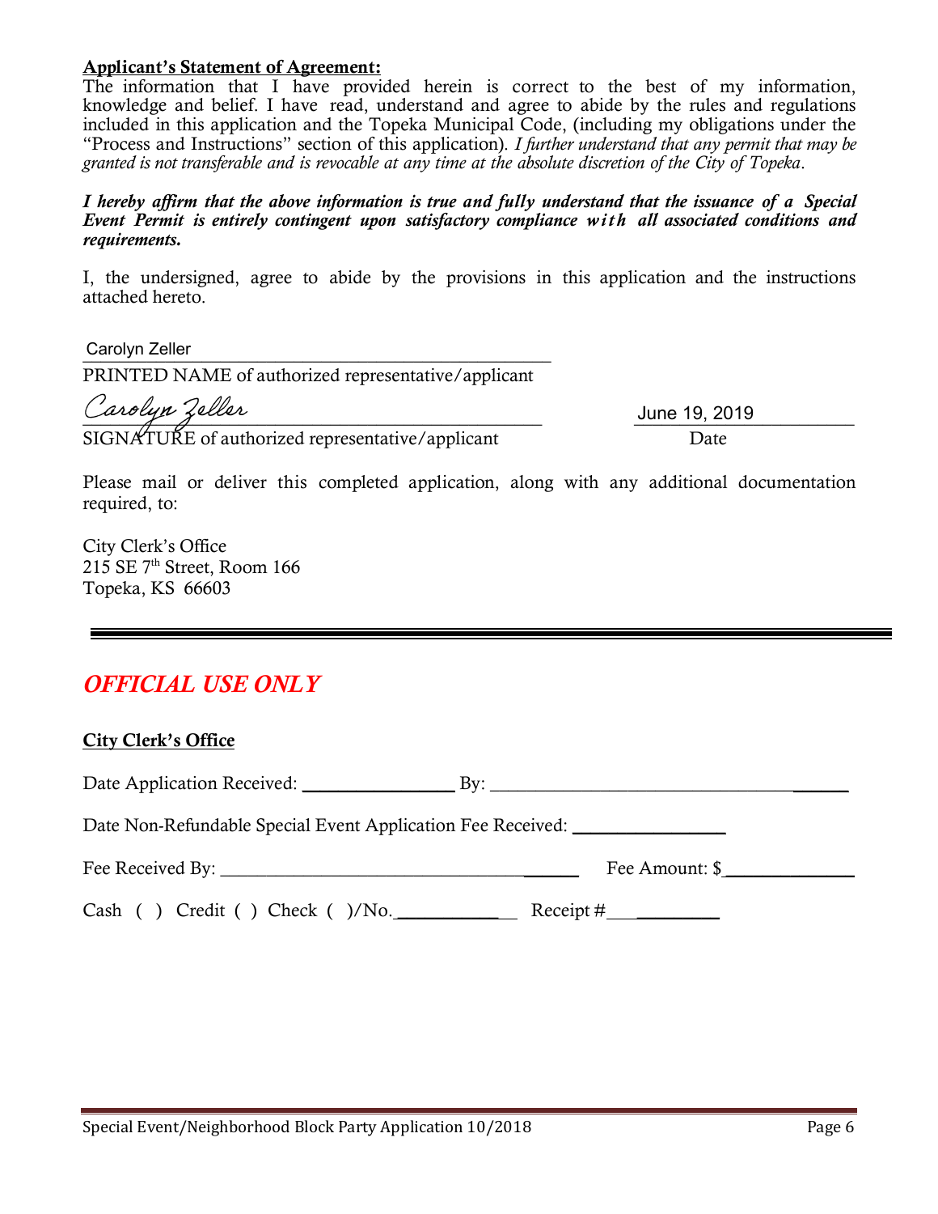**Applicant's Statement of Agreement:**

The information that I have provided herein is correct to the best of my information, knowledge and belief. I have read, understand and agree to abide by the rules and regulations included in this application and the Topeka Municipal Code, (including my obligations under the "Process and Instructions" section of this application). *I further understand that any permit that may be granted is not transferable and is revocable at any time at the absolute discretion of the City of Topeka.*

***I hereby affirm that the above information is true and fully understand that the issuance of a Special Event Permit is entirely contingent upon satisfactory compliance with all associated conditions and requirements.***

I, the undersigned, agree to abide by the provisions in this application and the instructions attached hereto.

Carolyn Zeller
PRINTED NAME of authorized representative/applicant

Carolyn Zeller
SIGNATURE of authorized representative/applicant

June 19, 2019
Date

Please mail or deliver this completed application, along with any additional documentation required, to:

City Clerk's Office
215 SE 7th Street, Room 166
Topeka, KS 66603

---

## *OFFICIAL USE ONLY*

**City Clerk's Office**

Date Application Received: ________________ By: ________________________________

Date Non-Refundable Special Event Application Fee Received: ________________

Fee Received By: ________________________________ Fee Amount: $______________

Cash ( ) Credit ( ) Check ( )/No.____________ Receipt #____________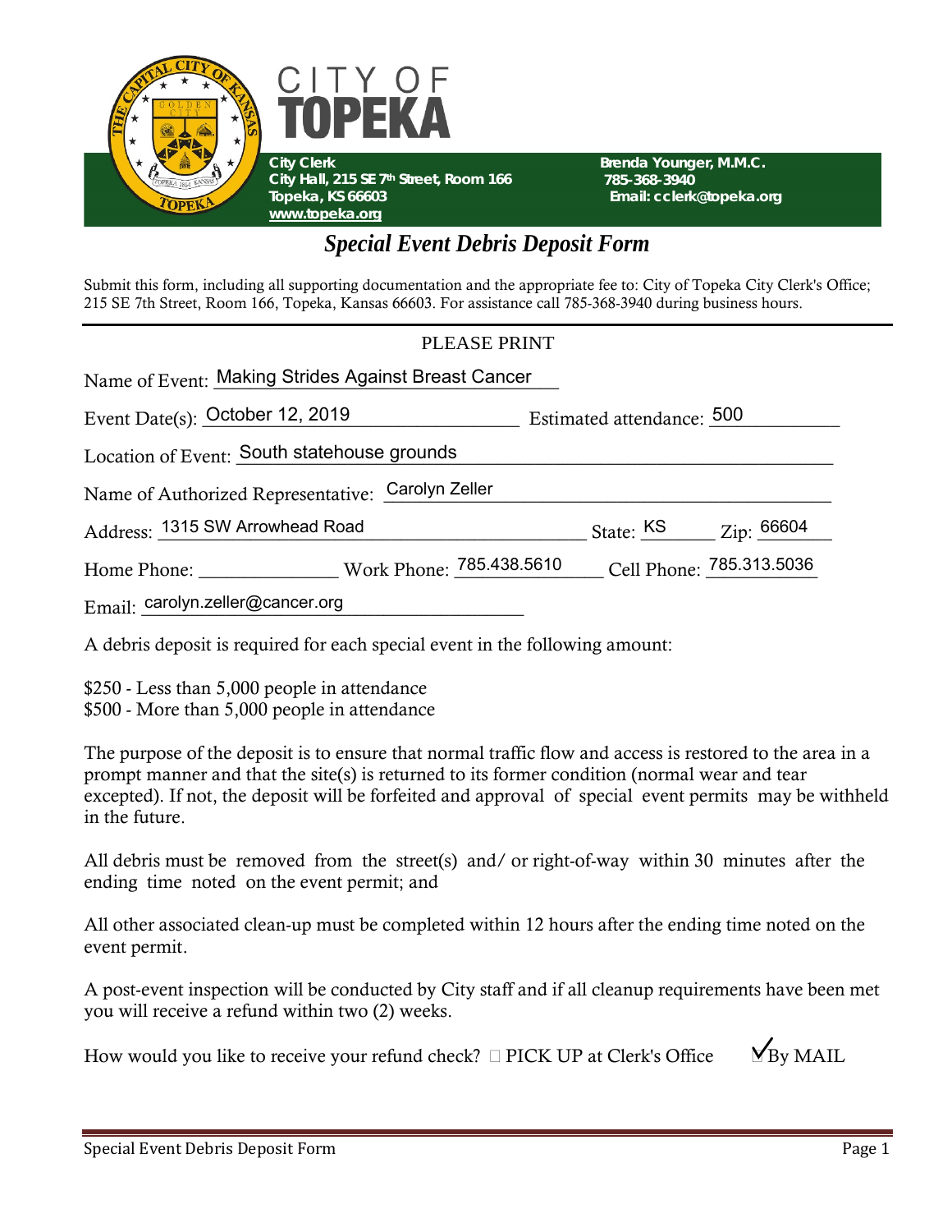CITY OF TOPEKA

**City Clerk**
**City Hall, 215 SE 7th Street, Room 166**
**Topeka, KS 66603**
**www.topeka.org**

**Brenda Younger, M.M.C.**
**785-368-3940**
**Email: cclerk@topeka.org**

# *Special Event Debris Deposit Form*

Submit this form, including all supporting documentation and the appropriate fee to: City of Topeka City Clerk's Office; 215 SE 7th Street, Room 166, Topeka, Kansas 66603. For assistance call 785-368-3940 during business hours.

PLEASE PRINT

Name of Event: Making Strides Against Breast Cancer

Event Date(s): October 12, 2019 Estimated attendance: 500

Location of Event: South statehouse grounds

Name of Authorized Representative: Carolyn Zeller

Address: 1315 SW Arrowhead Road State: KS Zip: 66604

Home Phone: ______________ Work Phone: 785.438.5610 Cell Phone: 785.313.5036

Email: carolyn.zeller@cancer.org

A debris deposit is required for each special event in the following amount:

$250 - Less than 5,000 people in attendance
$500 - More than 5,000 people in attendance

The purpose of the deposit is to ensure that normal traffic flow and access is restored to the area in a prompt manner and that the site(s) is returned to its former condition (normal wear and tear excepted). If not, the deposit will be forfeited and approval of special event permits may be withheld in the future.

All debris must be removed from the street(s) and/ or right-of-way within 30 minutes after the ending time noted on the event permit; and

All other associated clean-up must be completed within 12 hours after the ending time noted on the event permit.

A post-event inspection will be conducted by City staff and if all cleanup requirements have been met you will receive a refund within two (2) weeks.

How would you like to receive your refund check? ☐ PICK UP at Clerk's Office ☑ By MAIL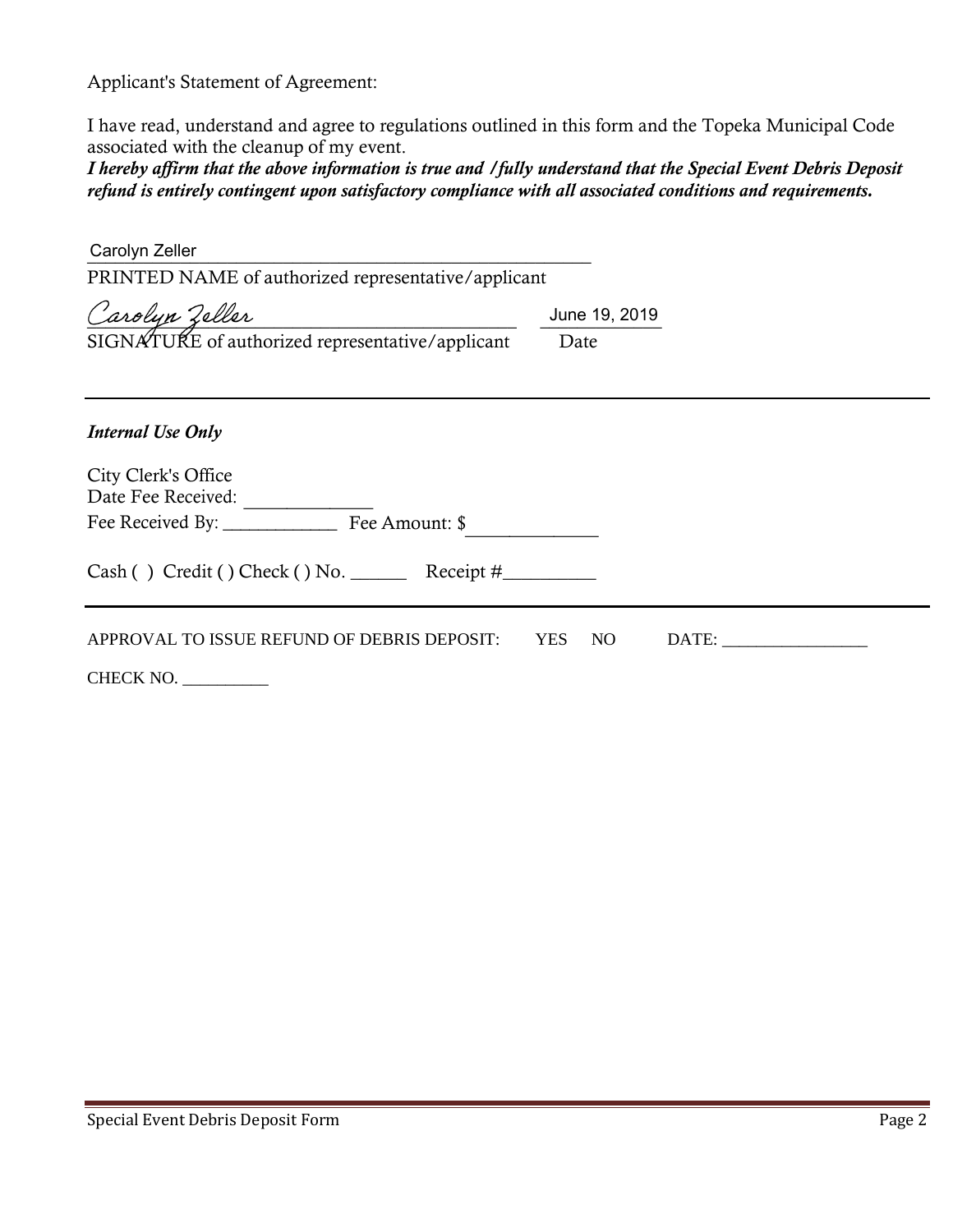Applicant's Statement of Agreement:

I have read, understand and agree to regulations outlined in this form and the Topeka Municipal Code associated with the cleanup of my event.
***I hereby affirm that the above information is true and /fully understand that the Special Event Debris Deposit refund is entirely contingent upon satisfactory compliance with all associated conditions and requirements.***

Carolyn Zeller
PRINTED NAME of authorized representative/applicant

Carolyn Zeller ______________________ June 19, 2019
SIGNATURE of authorized representative/applicant Date

---

***Internal Use Only***

City Clerk's Office
Date Fee Received: _____________
Fee Received By: ____________ Fee Amount: $_____________

Cash ( ) Credit ( ) Check ( ) No. ______ Receipt #_________

---

APPROVAL TO ISSUE REFUND OF DEBRIS DEPOSIT: YES NO DATE: ________________

CHECK NO. __________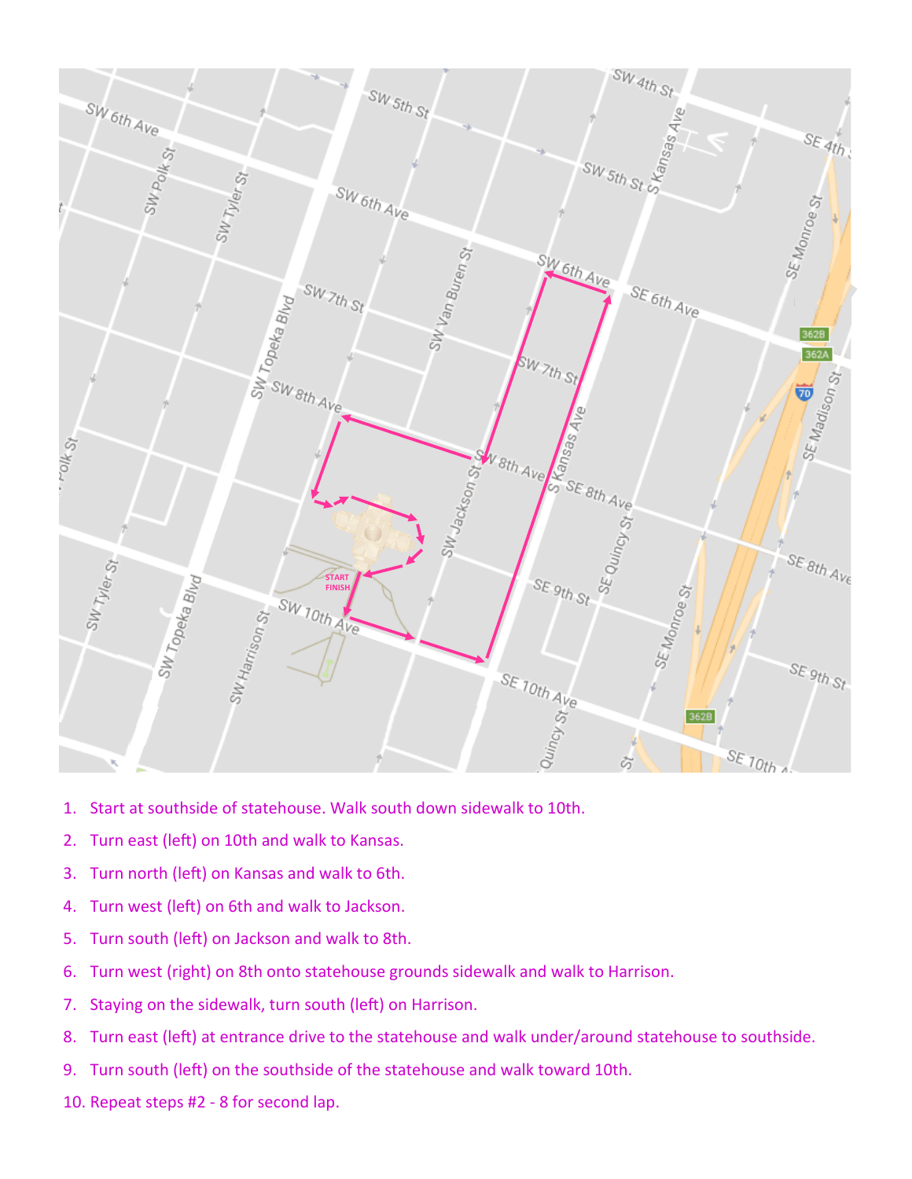1. Start at southside of statehouse. Walk south down sidewalk to 10th.
2. Turn east (left) on 10th and walk to Kansas.
3. Turn north (left) on Kansas and walk to 6th.
4. Turn west (left) on 6th and walk to Jackson.
5. Turn south (left) on Jackson and walk to 8th.
6. Turn west (right) on 8th onto statehouse grounds sidewalk and walk to Harrison.
7. Staying on the sidewalk, turn south (left) on Harrison.
8. Turn east (left) at entrance drive to the statehouse and walk under/around statehouse to southside.
9. Turn south (left) on the southside of the statehouse and walk toward 10th.
10. Repeat steps #2 - 8 for second lap.